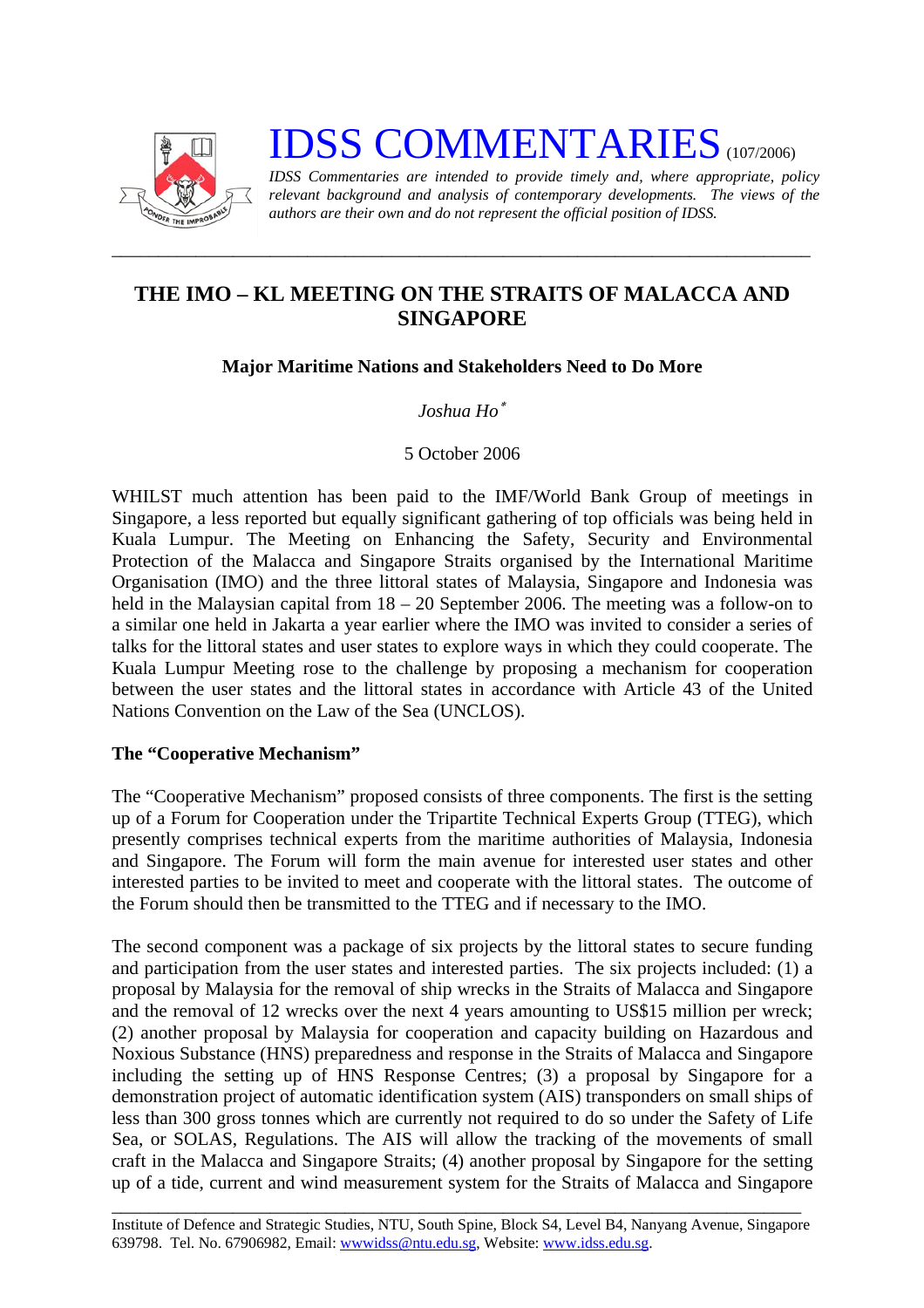# IDSS COMMENTARIES (107/2006)

*IDSS Commentaries are intended to provide timely and, where appropriate, policy relevant background and analysis of contemporary developments. The views of the authors are their own and do not represent the official position of IDSS.*

---

## THE IMO – KL MEETING ON THE STRAITS OF MALACCA AND SINGAPORE

### Major Maritime Nations and Stakeholders Need to Do More

*Joshua Ho*[*]

5 October 2006

WHILST much attention has been paid to the IMF/World Bank Group of meetings in Singapore, a less reported but equally significant gathering of top officials was being held in Kuala Lumpur. The Meeting on Enhancing the Safety, Security and Environmental Protection of the Malacca and Singapore Straits organised by the International Maritime Organisation (IMO) and the three littoral states of Malaysia, Singapore and Indonesia was held in the Malaysian capital from 18 – 20 September 2006. The meeting was a follow-on to a similar one held in Jakarta a year earlier where the IMO was invited to consider a series of talks for the littoral states and user states to explore ways in which they could cooperate. The Kuala Lumpur Meeting rose to the challenge by proposing a mechanism for cooperation between the user states and the littoral seas in accordance with Article 43 of the United Nations Convention on the Law of the Sea (UNCLOS).

**The "Cooperative Mechanism"**

The "Cooperative Mechanism" proposed consists of three components. The first is the setting up of a Forum for Cooperation under the Tripartite Technical Experts Group (TTEG), which presently comprises technical experts from the maritime authorities of Malaysia, Indonesia and Singapore. The Forum will form the main avenue for interested user states and other interested parties to be invited to meet and cooperate with the littoral states. The outcome of the Forum should then be transmitted to the TTEG and if necessary to the IMO.

The second component was a package of six projects by the littoral states to secure funding and participation from the user states and interested parties. The six projects included: (1) a proposal by Malaysia for the removal of ship wrecks in the Straits of Malacca and Singapore and the removal of 12 wrecks over the next 4 years amounting to US$15 million per wreck; (2) another proposal by Malaysia for cooperation and capacity building on Hazardous and Noxious Substance (HNS) preparedness and response in the Straits of Malacca and Singapore including the setting up of HNS Response Centres; (3) a proposal by Singapore for a demonstration project of automatic identification system (AIS) transponders on small ships of less than 300 gross tonnes which are currently not required to do so under the Safety of Life Sea, or SOLAS, Regulations. The AIS will allow the tracking of the movements of small craft in the Malacca and Singapore Straits; (4) another proposal by Singapore for the setting up of a tide, current and wind measurement system for the Straits of Malacca and Singapore

---

Institute of Defence and Strategic Studies, NTU, South Spine, Block S4, Level B4, Nanyang Avenue, Singapore 639798. Tel. No. 67906982, Email: wwwidss@ntu.edu.sg, Website: www.idss.edu.sg.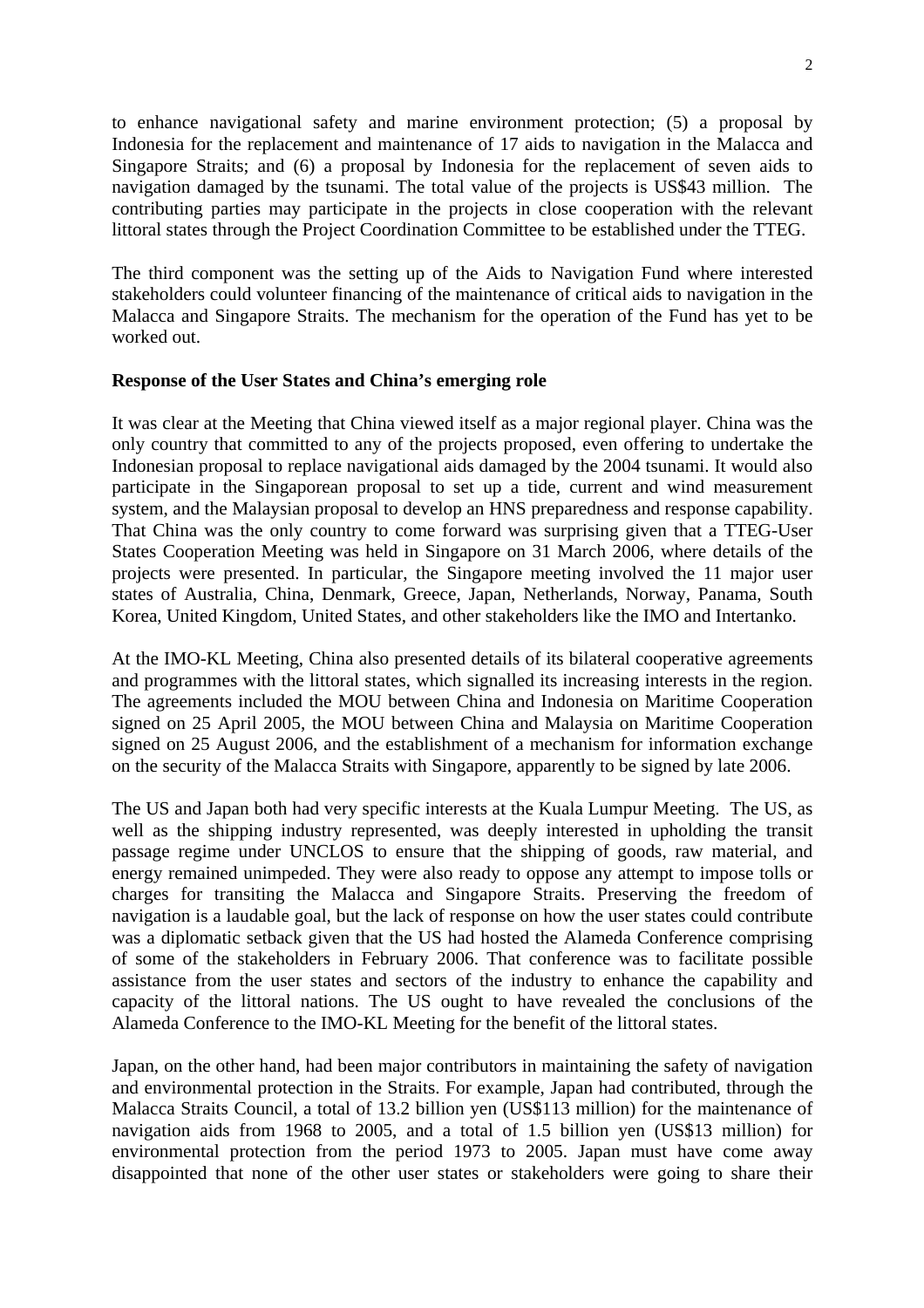to enhance navigational safety and marine environment protection; (5) a proposal by Indonesia for the replacement and maintenance of 17 aids to navigation in the Malacca and Singapore Straits; and (6) a proposal by Indonesia for the replacement of seven aids to navigation damaged by the tsunami. The total value of the projects is US$43 million. The contributing parties may participate in the projects in close cooperation with the relevant littoral states through the Project Coordination Committee to be established under the TTEG.

The third component was the setting up of the Aids to Navigation Fund where interested stakeholders could volunteer financing of the maintenance of critical aids to navigation in the Malacca and Singapore Straits. The mechanism for the operation of the Fund has yet to be worked out.

**Response of the User States and China's emerging role**

It was clear at the Meeting that China viewed itself as a major regional player. China was the only country that committed to any of the projects proposed, even offering to undertake the Indonesian proposal to replace navigational aids damaged by the 2004 tsunami. It would also participate in the Singaporean proposal to set up a tide, current and wind measurement system, and the Malaysian proposal to develop an HNS preparedness and response capability. That China was the only country to come forward was surprising given that a TTEG-User States Cooperation Meeting was held in Singapore on 31 March 2006, where details of the projects were presented. In particular, the Singapore meeting involved the 11 major user states of Australia, China, Denmark, Greece, Japan, Netherlands, Norway, Panama, South Korea, United Kingdom, United States, and other stakeholders like the IMO and Intertanko.

At the IMO-KL Meeting, China also presented details of its bilateral cooperative agreements and programmes with the littoral states, which signalled its increasing interests in the region. The agreements included the MOU between China and Indonesia on Maritime Cooperation signed on 25 April 2005, the MOU between China and Malaysia on Maritime Cooperation signed on 25 August 2006, and the establishment of a mechanism for information exchange on the security of the Malacca Straits with Singapore, apparently to be signed by late 2006.

The US and Japan both had very specific interests at the Kuala Lumpur Meeting. The US, as well as the shipping industry represented, was deeply interested in upholding the transit passage regime under UNCLOS to ensure that the shipping of goods, raw material, and energy remained unimpeded. They were also ready to oppose any attempt to impose tolls or charges for transiting the Malacca and Singapore Straits. Preserving the freedom of navigation is a laudable goal, but the lack of response on how the user states could contribute was a diplomatic setback given that the US had hosted the Alameda Conference comprising of some of the stakeholders in February 2006. That conference was to facilitate possible assistance from the user states and sectors of the industry to enhance the capability and capacity of the littoral nations. The US ought to have revealed the conclusions of the Alameda Conference to the IMO-KL Meeting for the benefit of the littoral states.

Japan, on the other hand, had been major contributors in maintaining the safety of navigation and environmental protection in the Straits. For example, Japan had contributed, through the Malacca Straits Council, a total of 13.2 billion yen (US$113 million) for the maintenance of navigation aids from 1968 to 2005, and a total of 1.5 billion yen (US$13 million) for environmental protection from the period 1973 to 2005. Japan must have come away disappointed that none of the other user states or stakeholders were going to share their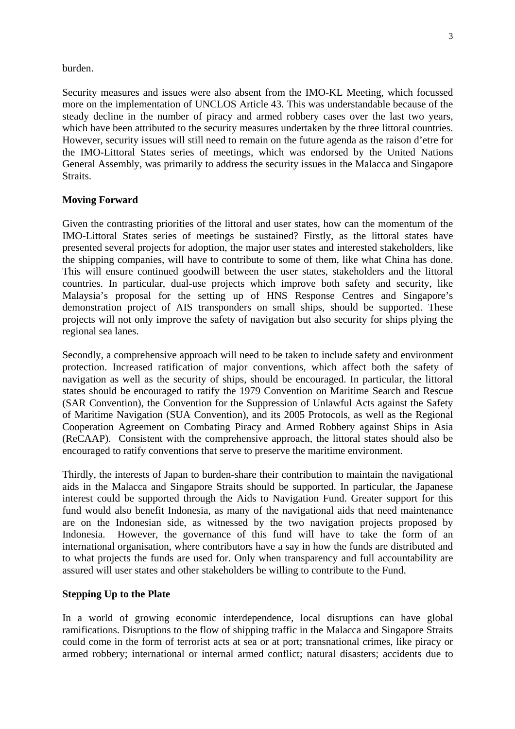burden.

Security measures and issues were also absent from the IMO-KL Meeting, which focussed more on the implementation of UNCLOS Article 43. This was understandable because of the steady decline in the number of piracy and armed robbery cases over the last two years, which have been attributed to the security measures undertaken by the three littoral countries. However, security issues will still need to remain on the future agenda as the raison d'etre for the IMO-Littoral States series of meetings, which was endorsed by the United Nations General Assembly, was primarily to address the security issues in the Malacca and Singapore Straits.

**Moving Forward**

Given the contrasting priorities of the littoral and user states, how can the momentum of the IMO-Littoral States series of meetings be sustained? Firstly, as the littoral states have presented several projects for adoption, the major user states and interested stakeholders, like the shipping companies, will have to contribute to some of them, like what China has done. This will ensure continued goodwill between the user states, stakeholders and the littoral countries. In particular, dual-use projects which improve both safety and security, like Malaysia's proposal for the setting up of HNS Response Centres and Singapore's demonstration project of AIS transponders on small ships, should be supported. These projects will not only improve the safety of navigation but also security for ships plying the regional sea lanes.

Secondly, a comprehensive approach will need to be taken to include safety and environment protection. Increased ratification of major conventions, which affect both the safety of navigation as well as the security of ships, should be encouraged. In particular, the littoral states should be encouraged to ratify the 1979 Convention on Maritime Search and Rescue (SAR Convention), the Convention for the Suppression of Unlawful Acts against the Safety of Maritime Navigation (SUA Convention), and its 2005 Protocols, as well as the Regional Cooperation Agreement on Combating Piracy and Armed Robbery against Ships in Asia (ReCAAP). Consistent with the comprehensive approach, the littoral states should also be encouraged to ratify conventions that serve to preserve the maritime environment.

Thirdly, the interests of Japan to burden-share their contribution to maintain the navigational aids in the Malacca and Singapore Straits should be supported. In particular, the Japanese interest could be supported through the Aids to Navigation Fund. Greater support for this fund would also benefit Indonesia, as many of the navigational aids that need maintenance are on the Indonesian side, as witnessed by the two navigation projects proposed by Indonesia. However, the governance of this fund will have to take the form of an international organisation, where contributors have a say in how the funds are distributed and to what projects the funds are used for. Only when transparency and full accountability are assured will user states and other stakeholders be willing to contribute to the Fund.

**Stepping Up to the Plate**

In a world of growing economic interdependence, local disruptions can have global ramifications. Disruptions to the flow of shipping traffic in the Malacca and Singapore Straits could come in the form of terrorist acts at sea or at port; transnational crimes, like piracy or armed robbery; international or internal armed conflict; natural disasters; accidents due to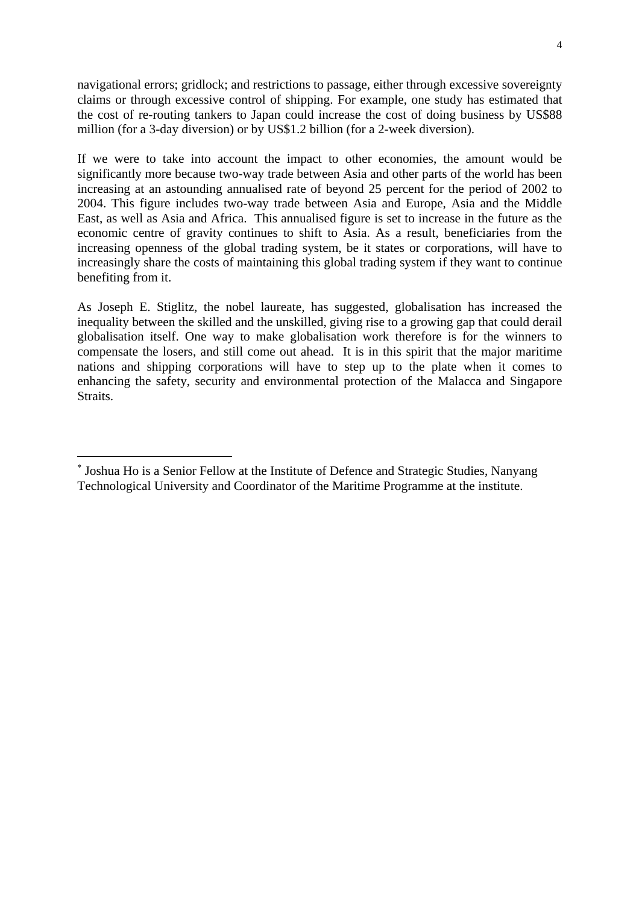navigational errors; gridlock; and restrictions to passage, either through excessive sovereignty claims or through excessive control of shipping. For example, one study has estimated that the cost of re-routing tankers to Japan could increase the cost of doing business by US$88 million (for a 3-day diversion) or by US$1.2 billion (for a 2-week diversion).

If we were to take into account the impact to other economies, the amount would be significantly more because two-way trade between Asia and other parts of the world has been increasing at an astounding annualised rate of beyond 25 percent for the period of 2002 to 2004. This figure includes two-way trade between Asia and Europe, Asia and the Middle East, as well as Asia and Africa. This annualised figure is set to increase in the future as the economic centre of gravity continues to shift to Asia. As a result, beneficiaries from the increasing openness of the global trading system, be it states or corporations, will have to increasingly share the costs of maintaining this global trading system if they want to continue benefiting from it.

As Joseph E. Stiglitz, the nobel laureate, has suggested, globalisation has increased the inequality between the skilled and the unskilled, giving rise to a growing gap that could derail globalisation itself. One way to make globalisation work therefore is for the winners to compensate the losers, and still come out ahead. It is in this spirit that the major maritime nations and shipping corporations will have to step up to the plate when it comes to enhancing the safety, security and environmental protection of the Malacca and Singapore Straits.

---

[*] Joshua Ho is a Senior Fellow at the Institute of Defence and Strategic Studies, Nanyang Technological University and Coordinator of the Maritime Programme at the institute.